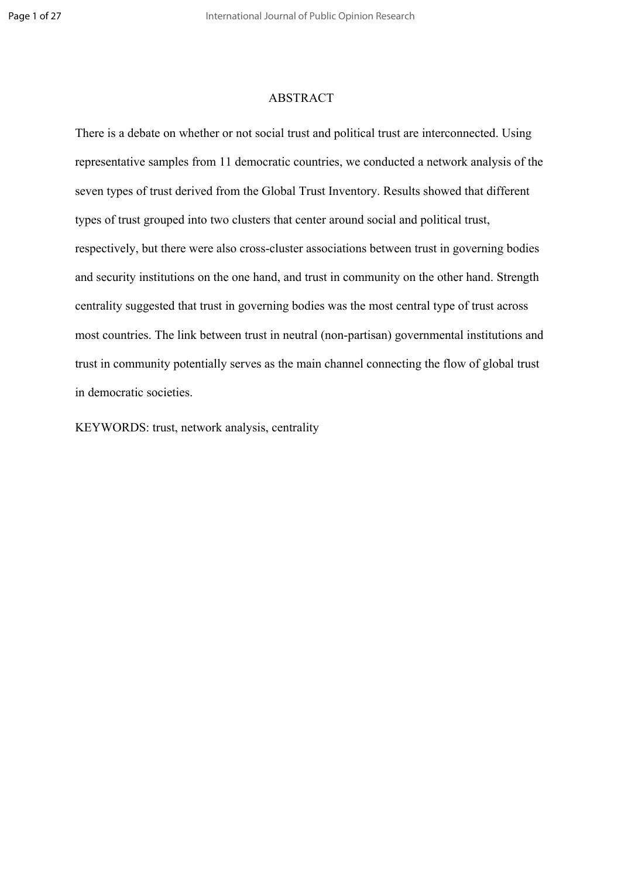# ABSTRACT

There is a debate on whether or not social trust and political trust are interconnected. Using representative samples from 11 democratic countries, we conducted a network analysis of the seven types of trust derived from the Global Trust Inventory. Results showed that different types of trust grouped into two clusters that center around social and political trust, respectively, but there were also cross-cluster associations between trust in governing bodies and security institutions on the one hand, and trust in community on the other hand. Strength centrality suggested that trust in governing bodies was the most central type of trust across most countries. The link between trust in neutral (non-partisan) governmental institutions and trust in community potentially serves as the main channel connecting the flow of global trust in democratic societies.

KEYWORDS: trust, network analysis, centrality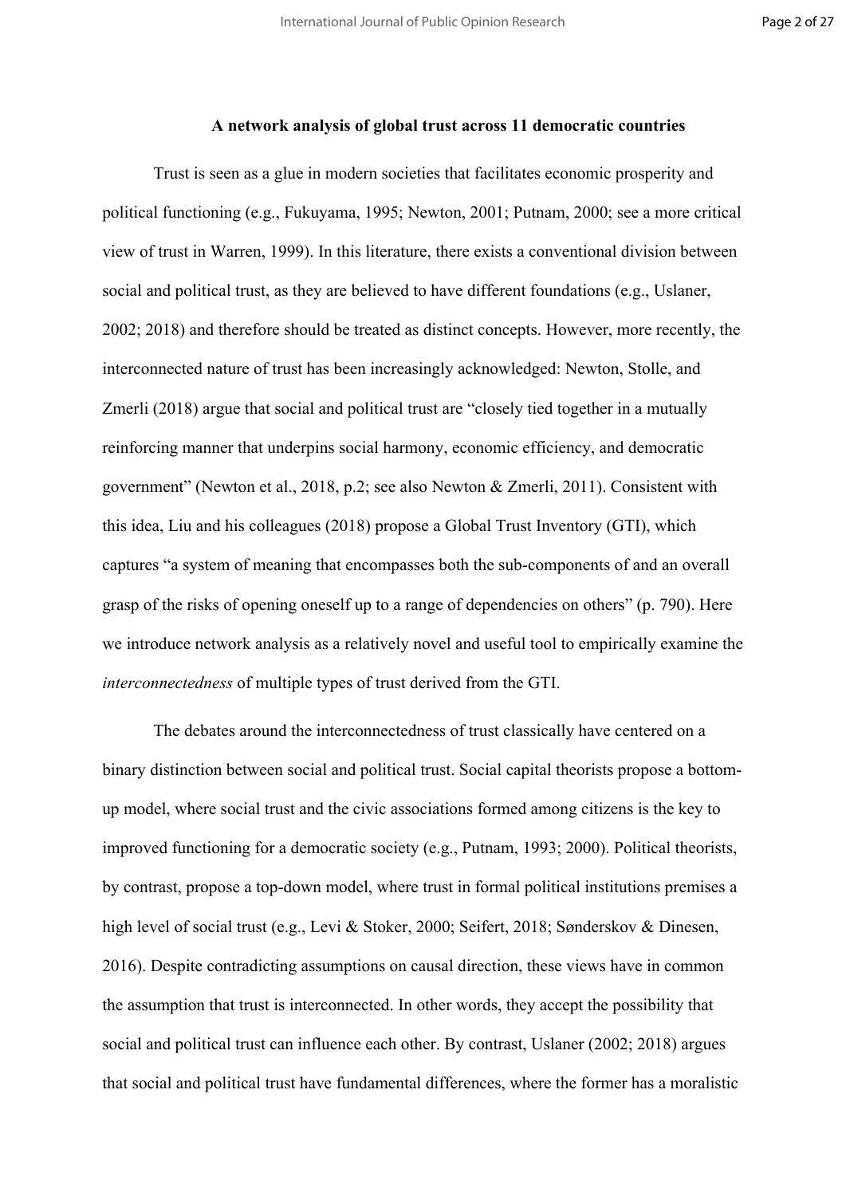# A network analysis of global trust across 11 democratic countries

Trust is seen as a glue in modern societies that facilitates economic prosperity and political functioning (e.g., Fukuyama, 1995; Newton, 2001; Putnam, 2000; see a more critical view of trust in Warren, 1999). In this literature, there exists a conventional division between social and political trust, as they are believed to have different foundations (e.g., Uslaner, 2002; 2018) and therefore should be treated as distinct concepts. However, more recently, the interconnected nature of trust has been increasingly acknowledged: Newton, Stolle, and Zmerli (2018) argue that social and political trust are "closely tied together in a mutually reinforcing manner that underpins social harmony, economic efficiency, and democratic government" (Newton et al., 2018, p.2; see also Newton & Zmerli, 2011). Consistent with this idea, Liu and his colleagues (2018) propose a Global Trust Inventory (GTI), which captures "a system of meaning that encompasses both the sub-components of and an overall grasp of the risks of opening oneself up to a range of dependencies on others" (p. 790). Here we introduce network analysis as a relatively novel and useful tool to empirically examine the *interconnectedness* of multiple types of trust derived from the GTI.

The debates around the interconnectedness of trust classically have centered on a binary distinction between social and political trust. Social capital theorists propose a bottom-up model, where social trust and the civic associations formed among citizens is the key to improved functioning for a democratic society (e.g., Putnam, 1993; 2000). Political theorists, by contrast, propose a top-down model, where trust in formal political institutions premises a high level of social trust (e.g., Levi & Stoker, 2000; Seifert, 2018; Sønderskov & Dinesen, 2016). Despite contradicting assumptions on causal direction, these views have in common the assumption that trust is interconnected. In other words, they accept the possibility that social and political trust can influence each other. By contrast, Uslaner (2002; 2018) argues that social and political trust have fundamental differences, where the former has a moralistic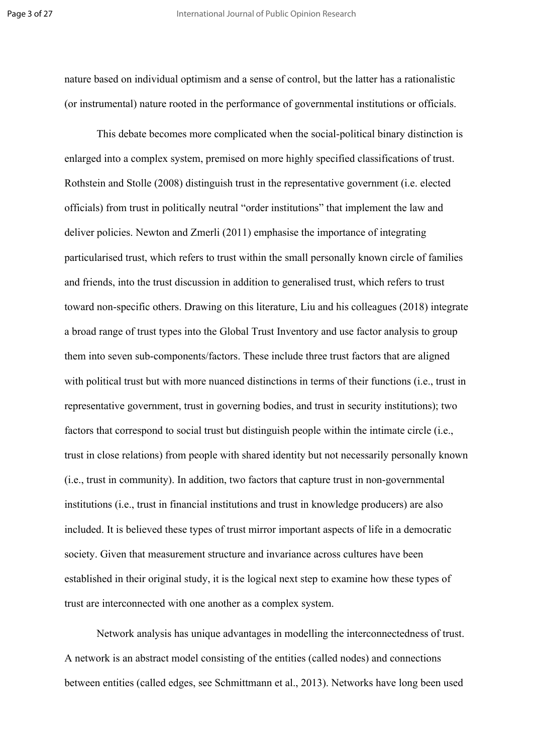nature based on individual optimism and a sense of control, but the latter has a rationalistic (or instrumental) nature rooted in the performance of governmental institutions or officials.

This debate becomes more complicated when the social-political binary distinction is enlarged into a complex system, premised on more highly specified classifications of trust. Rothstein and Stolle (2008) distinguish trust in the representative government (i.e. elected officials) from trust in politically neutral "order institutions" that implement the law and deliver policies. Newton and Zmerli (2011) emphasise the importance of integrating particularised trust, which refers to trust within the small personally known circle of families and friends, into the trust discussion in addition to generalised trust, which refers to trust toward non-specific others. Drawing on this literature, Liu and his colleagues (2018) integrate a broad range of trust types into the Global Trust Inventory and use factor analysis to group them into seven sub-components/factors. These include three trust factors that are aligned with political trust but with more nuanced distinctions in terms of their functions (i.e., trust in representative government, trust in governing bodies, and trust in security institutions); two factors that correspond to social trust but distinguish people within the intimate circle (i.e., trust in close relations) from people with shared identity but not necessarily personally known (i.e., trust in community). In addition, two factors that capture trust in non-governmental institutions (i.e., trust in financial institutions and trust in knowledge producers) are also included. It is believed these types of trust mirror important aspects of life in a democratic society. Given that measurement structure and invariance across cultures have been established in their original study, it is the logical next step to examine how these types of trust are interconnected with one another as a complex system.

Network analysis has unique advantages in modelling the interconnectedness of trust. A network is an abstract model consisting of the entities (called nodes) and connections between entities (called edges, see Schmittmann et al., 2013). Networks have long been used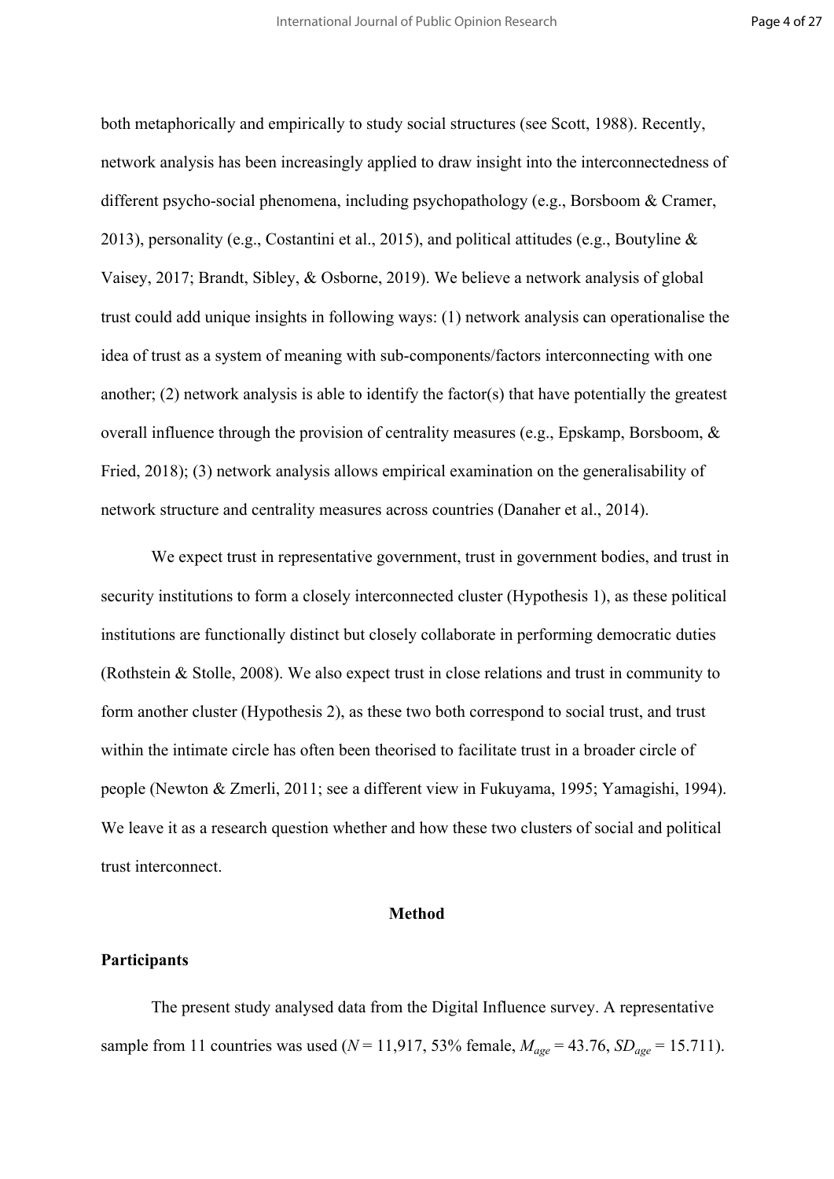both metaphorically and empirically to study social structures (see Scott, 1988). Recently, network analysis has been increasingly applied to draw insight into the interconnectedness of different psycho-social phenomena, including psychopathology (e.g., Borsboom & Cramer, 2013), personality (e.g., Costantini et al., 2015), and political attitudes (e.g., Boutyline & Vaisey, 2017; Brandt, Sibley, & Osborne, 2019). We believe a network analysis of global trust could add unique insights in following ways: (1) network analysis can operationalise the idea of trust as a system of meaning with sub-components/factors interconnecting with one another; (2) network analysis is able to identify the factor(s) that have potentially the greatest overall influence through the provision of centrality measures (e.g., Epskamp, Borsboom, & Fried, 2018); (3) network analysis allows empirical examination on the generalisability of network structure and centrality measures across countries (Danaher et al., 2014).

We expect trust in representative government, trust in government bodies, and trust in security institutions to form a closely interconnected cluster (Hypothesis 1), as these political institutions are functionally distinct but closely collaborate in performing democratic duties (Rothstein & Stolle, 2008). We also expect trust in close relations and trust in community to form another cluster (Hypothesis 2), as these two both correspond to social trust, and trust within the intimate circle has often been theorised to facilitate trust in a broader circle of people (Newton & Zmerli, 2011; see a different view in Fukuyama, 1995; Yamagishi, 1994). We leave it as a research question whether and how these two clusters of social and political trust interconnect.

## Method

### Participants

The present study analysed data from the Digital Influence survey. A representative sample from 11 countries was used ($N = 11{,}917$, 53% female, $M_{age} = 43.76$, $SD_{age} = 15.711$).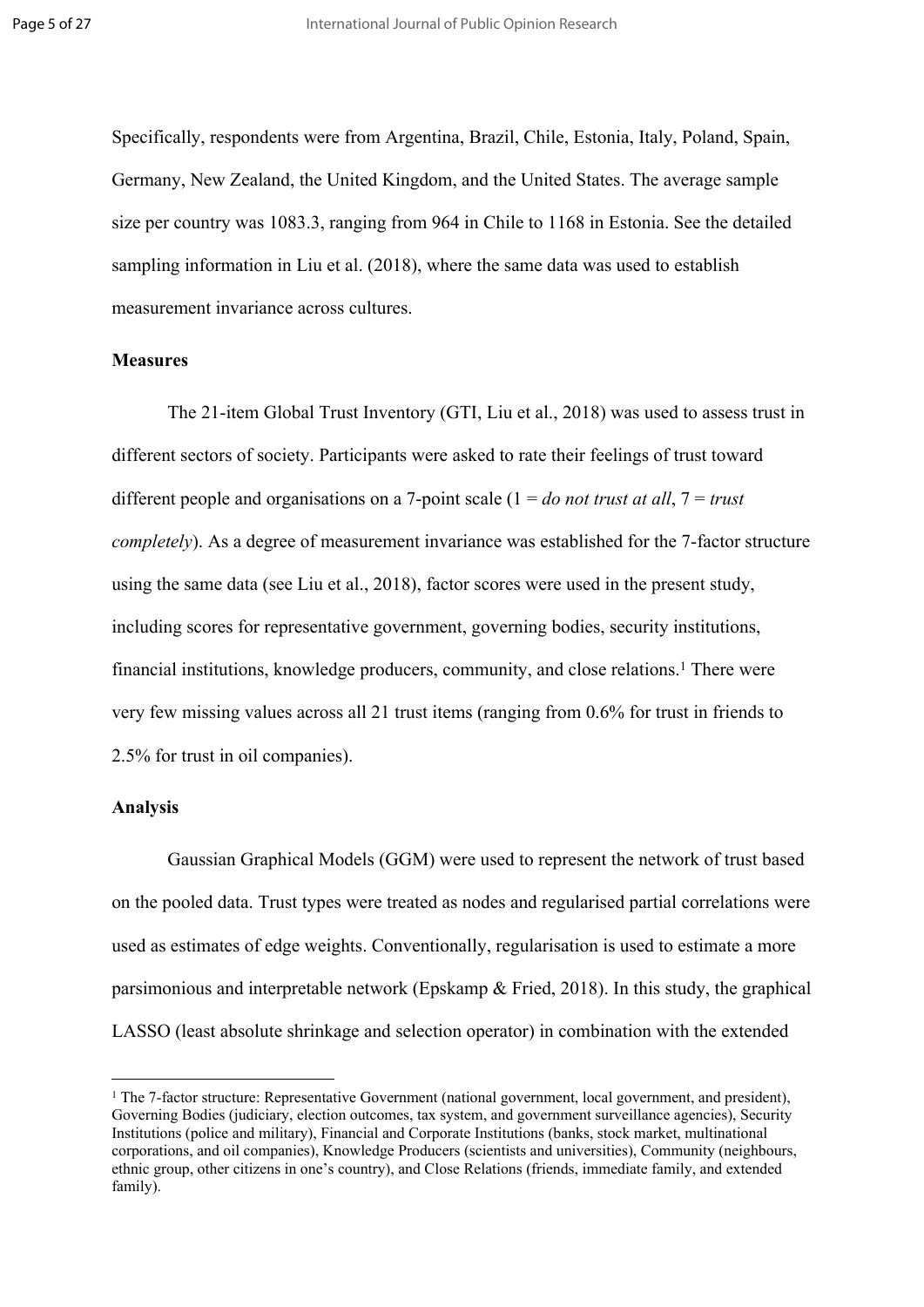Specifically, respondents were from Argentina, Brazil, Chile, Estonia, Italy, Poland, Spain, Germany, New Zealand, the United Kingdom, and the United States. The average sample size per country was 1083.3, ranging from 964 in Chile to 1168 in Estonia. See the detailed sampling information in Liu et al. (2018), where the same data was used to establish measurement invariance across cultures.

**Measures**

The 21-item Global Trust Inventory (GTI, Liu et al., 2018) was used to assess trust in different sectors of society. Participants were asked to rate their feelings of trust toward different people and organisations on a 7-point scale (1 = *do not trust at all*, 7 = *trust completely*). As a degree of measurement invariance was established for the 7-factor structure using the same data (see Liu et al., 2018), factor scores were used in the present study, including scores for representative government, governing bodies, security institutions, financial institutions, knowledge producers, community, and close relations.[1] There were very few missing values across all 21 trust items (ranging from 0.6% for trust in friends to 2.5% for trust in oil companies).

**Analysis**

Gaussian Graphical Models (GGM) were used to represent the network of trust based on the pooled data. Trust types were treated as nodes and regularised partial correlations were used as estimates of edge weights. Conventionally, regularisation is used to estimate a more parsimonious and interpretable network (Epskamp & Fried, 2018). In this study, the graphical LASSO (least absolute shrinkage and selection operator) in combination with the extended

---

[1] The 7-factor structure: Representative Government (national government, local government, and president), Governing Bodies (judiciary, election outcomes, tax system, and government surveillance agencies), Security Institutions (police and military), Financial and Corporate Institutions (banks, stock market, multinational corporations, and oil companies), Knowledge Producers (scientists and universities), Community (neighbours, ethnic group, other citizens in one's country), and Close Relations (friends, immediate family, and extended family).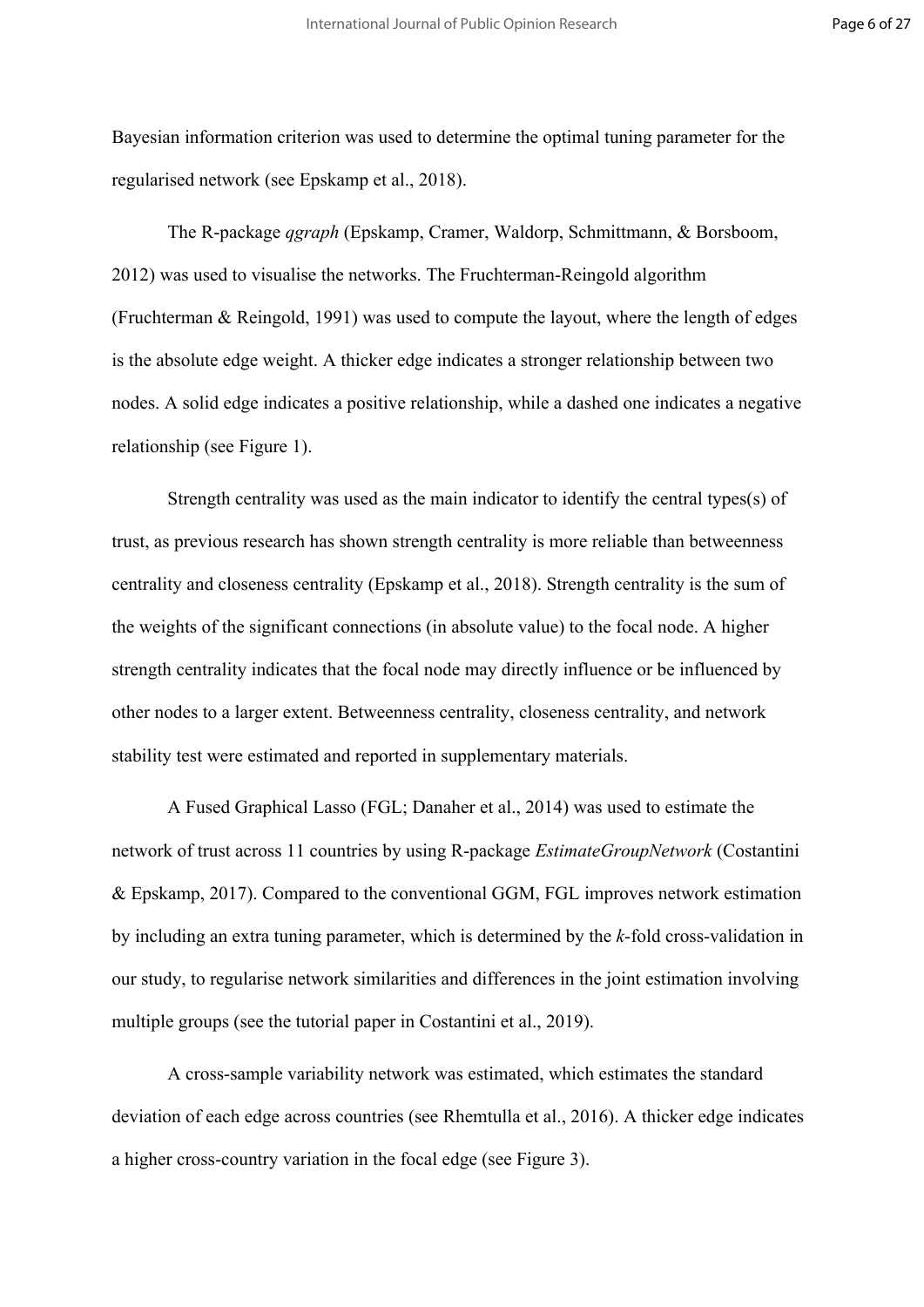Bayesian information criterion was used to determine the optimal tuning parameter for the regularised network (see Epskamp et al., 2018).

The R-package *qgraph* (Epskamp, Cramer, Waldorp, Schmittmann, & Borsboom, 2012) was used to visualise the networks. The Fruchterman-Reingold algorithm (Fruchterman & Reingold, 1991) was used to compute the layout, where the length of edges is the absolute edge weight. A thicker edge indicates a stronger relationship between two nodes. A solid edge indicates a positive relationship, while a dashed one indicates a negative relationship (see Figure 1).

Strength centrality was used as the main indicator to identify the central types(s) of trust, as previous research has shown strength centrality is more reliable than betweenness centrality and closeness centrality (Epskamp et al., 2018). Strength centrality is the sum of the weights of the significant connections (in absolute value) to the focal node. A higher strength centrality indicates that the focal node may directly influence or be influenced by other nodes to a larger extent. Betweenness centrality, closeness centrality, and network stability test were estimated and reported in supplementary materials.

A Fused Graphical Lasso (FGL; Danaher et al., 2014) was used to estimate the network of trust across 11 countries by using R-package *EstimateGroupNetwork* (Costantini & Epskamp, 2017). Compared to the conventional GGM, FGL improves network estimation by including an extra tuning parameter, which is determined by the *k*-fold cross-validation in our study, to regularise network similarities and differences in the joint estimation involving multiple groups (see the tutorial paper in Costantini et al., 2019).

A cross-sample variability network was estimated, which estimates the standard deviation of each edge across countries (see Rhemtulla et al., 2016). A thicker edge indicates a higher cross-country variation in the focal edge (see Figure 3).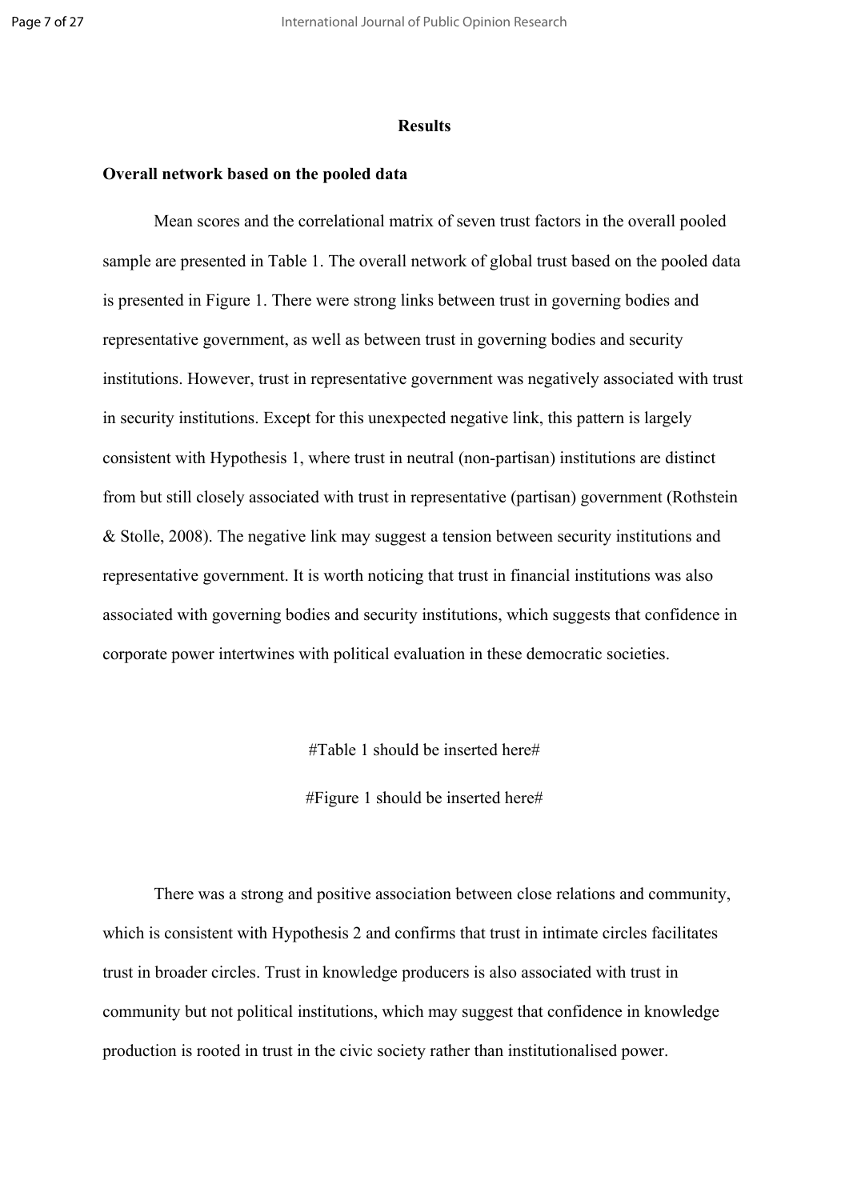## Results

### Overall network based on the pooled data

Mean scores and the correlational matrix of seven trust factors in the overall pooled sample are presented in Table 1. The overall network of global trust based on the pooled data is presented in Figure 1. There were strong links between trust in governing bodies and representative government, as well as between trust in governing bodies and security institutions. However, trust in representative government was negatively associated with trust in security institutions. Except for this unexpected negative link, this pattern is largely consistent with Hypothesis 1, where trust in neutral (non-partisan) institutions are distinct from but still closely associated with trust in representative (partisan) government (Rothstein & Stolle, 2008). The negative link may suggest a tension between security institutions and representative government. It is worth noticing that trust in financial institutions was also associated with governing bodies and security institutions, which suggests that confidence in corporate power intertwines with political evaluation in these democratic societies.

#Table 1 should be inserted here#

#Figure 1 should be inserted here#

There was a strong and positive association between close relations and community, which is consistent with Hypothesis 2 and confirms that trust in intimate circles facilitates trust in broader circles. Trust in knowledge producers is also associated with trust in community but not political institutions, which may suggest that confidence in knowledge production is rooted in trust in the civic society rather than institutionalised power.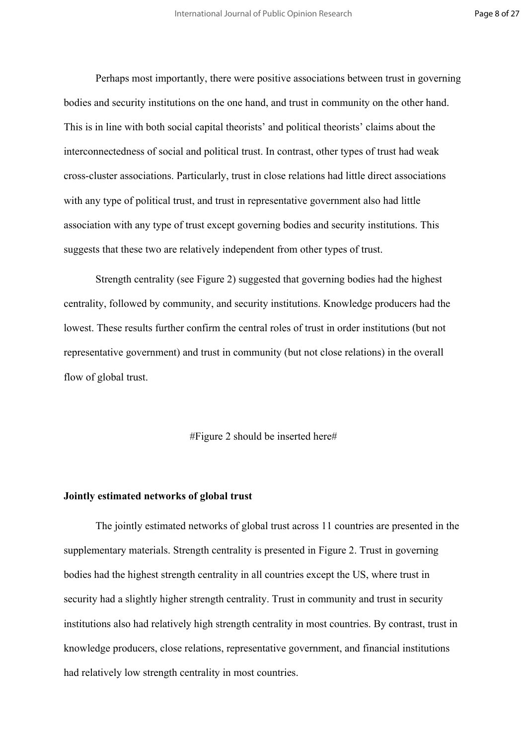Perhaps most importantly, there were positive associations between trust in governing bodies and security institutions on the one hand, and trust in community on the other hand. This is in line with both social capital theorists' and political theorists' claims about the interconnectedness of social and political trust. In contrast, other types of trust had weak cross-cluster associations. Particularly, trust in close relations had little direct associations with any type of political trust, and trust in representative government also had little association with any type of trust except governing bodies and security institutions. This suggests that these two are relatively independent from other types of trust.

Strength centrality (see Figure 2) suggested that governing bodies had the highest centrality, followed by community, and security institutions. Knowledge producers had the lowest. These results further confirm the central roles of trust in order institutions (but not representative government) and trust in community (but not close relations) in the overall flow of global trust.

#Figure 2 should be inserted here#

**Jointly estimated networks of global trust**

The jointly estimated networks of global trust across 11 countries are presented in the supplementary materials. Strength centrality is presented in Figure 2. Trust in governing bodies had the highest strength centrality in all countries except the US, where trust in security had a slightly higher strength centrality. Trust in community and trust in security institutions also had relatively high strength centrality in most countries. By contrast, trust in knowledge producers, close relations, representative government, and financial institutions had relatively low strength centrality in most countries.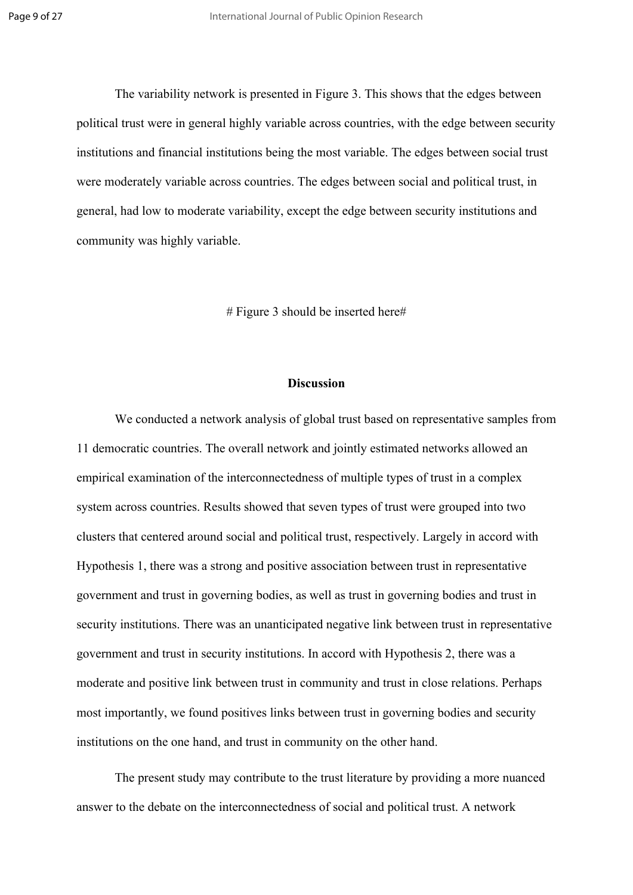The variability network is presented in Figure 3. This shows that the edges between political trust were in general highly variable across countries, with the edge between security institutions and financial institutions being the most variable. The edges between social trust were moderately variable across countries. The edges between social and political trust, in general, had low to moderate variability, except the edge between security institutions and community was highly variable.

# Figure 3 should be inserted here#

## Discussion

We conducted a network analysis of global trust based on representative samples from 11 democratic countries. The overall network and jointly estimated networks allowed an empirical examination of the interconnectedness of multiple types of trust in a complex system across countries. Results showed that seven types of trust were grouped into two clusters that centered around social and political trust, respectively. Largely in accord with Hypothesis 1, there was a strong and positive association between trust in representative government and trust in governing bodies, as well as trust in governing bodies and trust in security institutions. There was an unanticipated negative link between trust in representative government and trust in security institutions. In accord with Hypothesis 2, there was a moderate and positive link between trust in community and trust in close relations. Perhaps most importantly, we found positives links between trust in governing bodies and security institutions on the one hand, and trust in community on the other hand.

The present study may contribute to the trust literature by providing a more nuanced answer to the debate on the interconnectedness of social and political trust. A network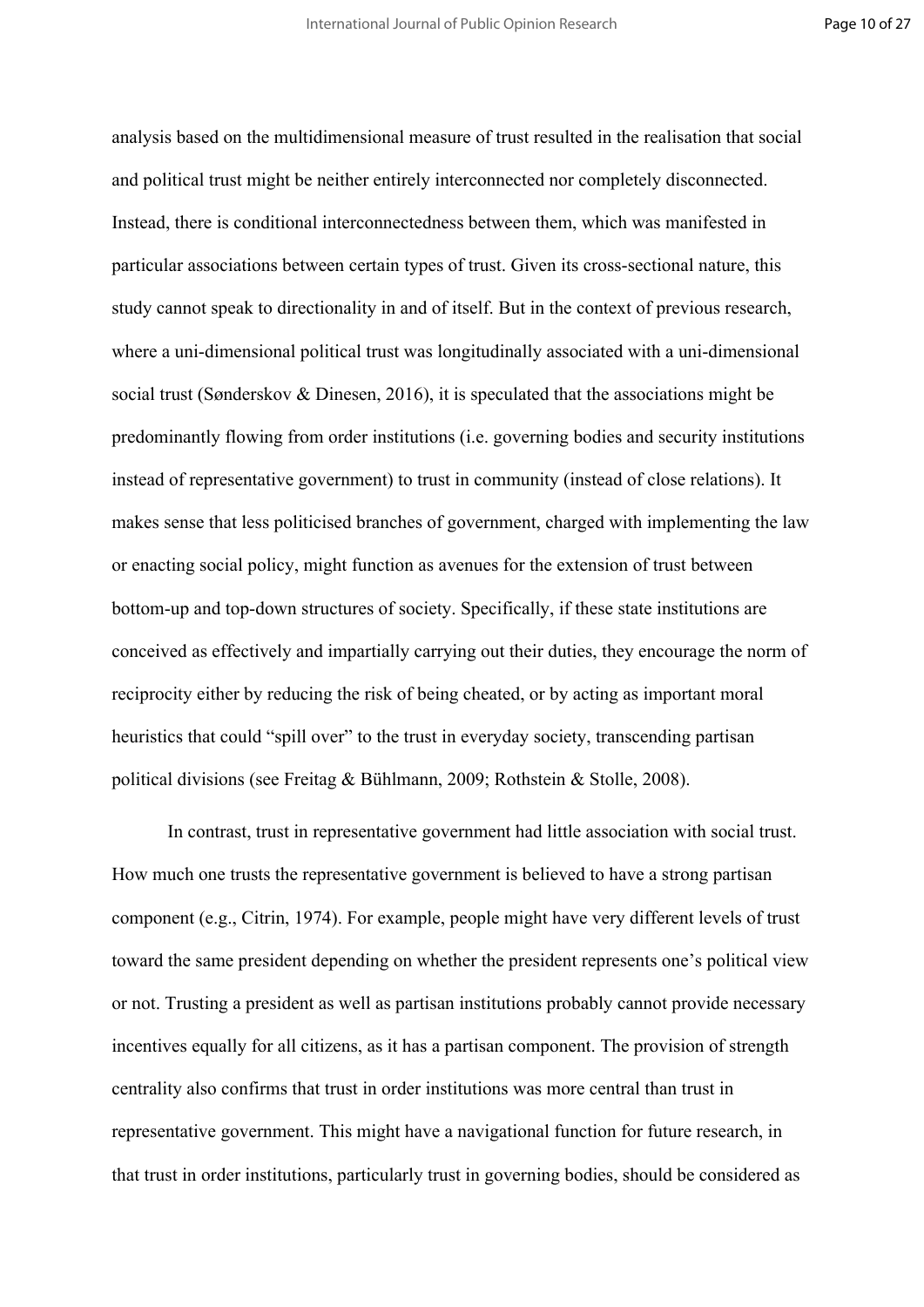analysis based on the multidimensional measure of trust resulted in the realisation that social and political trust might be neither entirely interconnected nor completely disconnected. Instead, there is conditional interconnectedness between them, which was manifested in particular associations between certain types of trust. Given its cross-sectional nature, this study cannot speak to directionality in and of itself. But in the context of previous research, where a uni-dimensional political trust was longitudinally associated with a uni-dimensional social trust (Sønderskov & Dinesen, 2016), it is speculated that the associations might be predominantly flowing from order institutions (i.e. governing bodies and security institutions instead of representative government) to trust in community (instead of close relations). It makes sense that less politicised branches of government, charged with implementing the law or enacting social policy, might function as avenues for the extension of trust between bottom-up and top-down structures of society. Specifically, if these state institutions are conceived as effectively and impartially carrying out their duties, they encourage the norm of reciprocity either by reducing the risk of being cheated, or by acting as important moral heuristics that could "spill over" to the trust in everyday society, transcending partisan political divisions (see Freitag & Bühlmann, 2009; Rothstein & Stolle, 2008).

In contrast, trust in representative government had little association with social trust. How much one trusts the representative government is believed to have a strong partisan component (e.g., Citrin, 1974). For example, people might have very different levels of trust toward the same president depending on whether the president represents one's political view or not. Trusting a president as well as partisan institutions probably cannot provide necessary incentives equally for all citizens, as it has a partisan component. The provision of strength centrality also confirms that trust in order institutions was more central than trust in representative government. This might have a navigational function for future research, in that trust in order institutions, particularly trust in governing bodies, should be considered as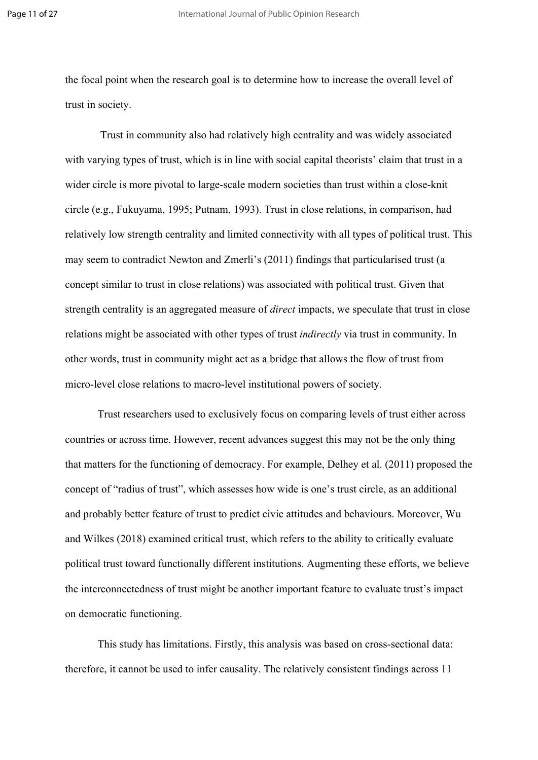the focal point when the research goal is to determine how to increase the overall level of trust in society.

Trust in community also had relatively high centrality and was widely associated with varying types of trust, which is in line with social capital theorists' claim that trust in a wider circle is more pivotal to large-scale modern societies than trust within a close-knit circle (e.g., Fukuyama, 1995; Putnam, 1993). Trust in close relations, in comparison, had relatively low strength centrality and limited connectivity with all types of political trust. This may seem to contradict Newton and Zmerli's (2011) findings that particularised trust (a concept similar to trust in close relations) was associated with political trust. Given that strength centrality is an aggregated measure of *direct* impacts, we speculate that trust in close relations might be associated with other types of trust *indirectly* via trust in community. In other words, trust in community might act as a bridge that allows the flow of trust from micro-level close relations to macro-level institutional powers of society.

Trust researchers used to exclusively focus on comparing levels of trust either across countries or across time. However, recent advances suggest this may not be the only thing that matters for the functioning of democracy. For example, Delhey et al. (2011) proposed the concept of "radius of trust", which assesses how wide is one's trust circle, as an additional and probably better feature of trust to predict civic attitudes and behaviours. Moreover, Wu and Wilkes (2018) examined critical trust, which refers to the ability to critically evaluate political trust toward functionally different institutions. Augmenting these efforts, we believe the interconnectedness of trust might be another important feature to evaluate trust's impact on democratic functioning.

This study has limitations. Firstly, this analysis was based on cross-sectional data: therefore, it cannot be used to infer causality. The relatively consistent findings across 11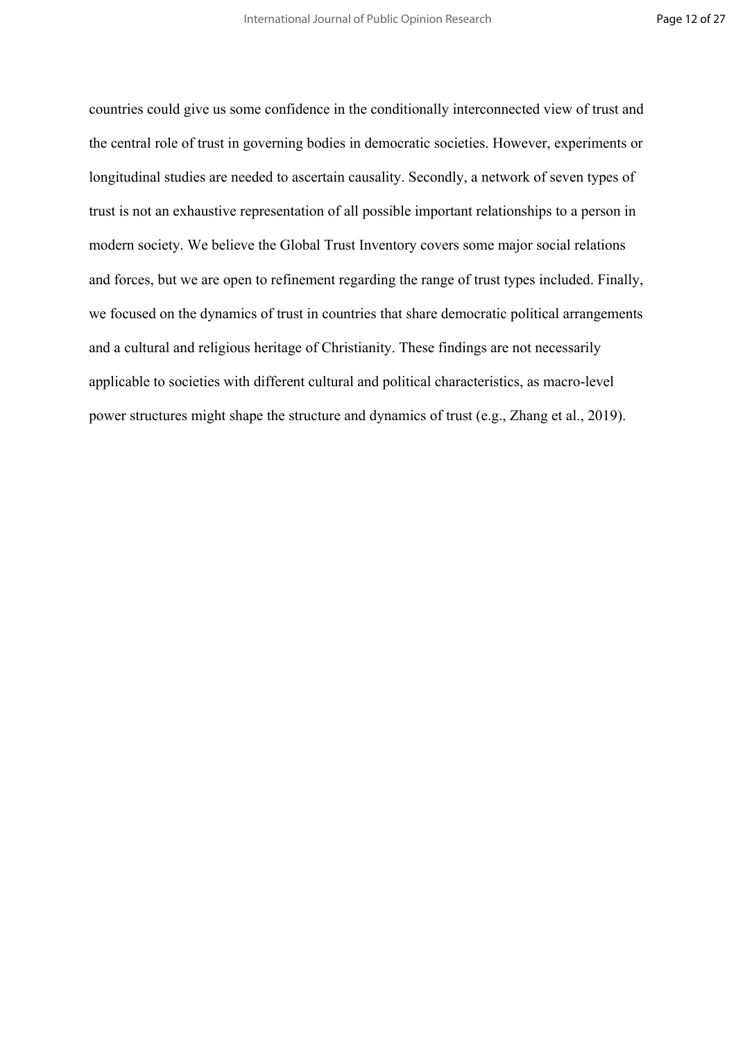countries could give us some confidence in the conditionally interconnected view of trust and the central role of trust in governing bodies in democratic societies. However, experiments or longitudinal studies are needed to ascertain causality. Secondly, a network of seven types of trust is not an exhaustive representation of all possible important relationships to a person in modern society. We believe the Global Trust Inventory covers some major social relations and forces, but we are open to refinement regarding the range of trust types included. Finally, we focused on the dynamics of trust in countries that share democratic political arrangements and a cultural and religious heritage of Christianity. These findings are not necessarily applicable to societies with different cultural and political characteristics, as macro-level power structures might shape the structure and dynamics of trust (e.g., Zhang et al., 2019).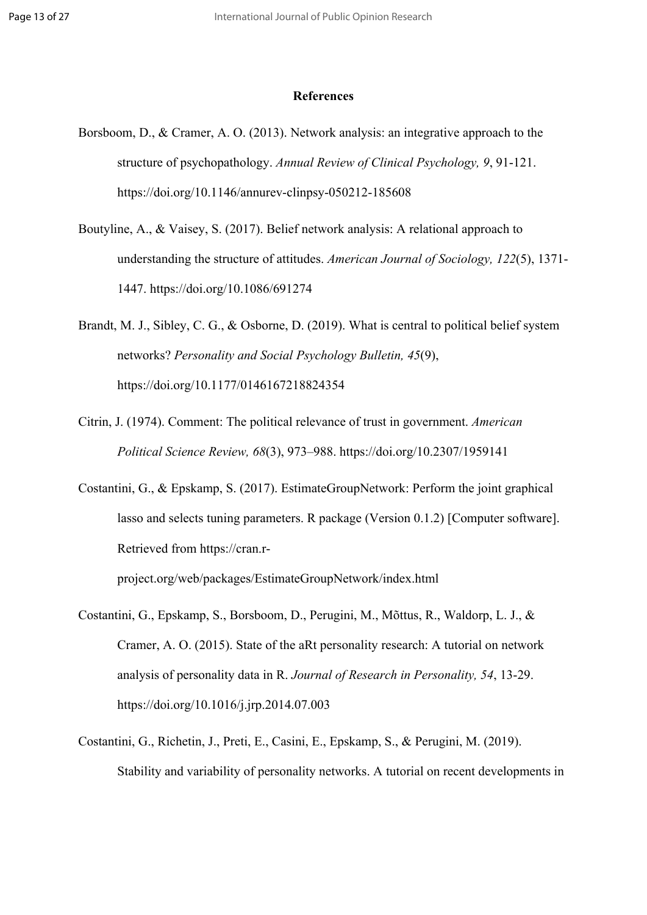## References

Borsboom, D., & Cramer, A. O. (2013). Network analysis: an integrative approach to the structure of psychopathology. *Annual Review of Clinical Psychology, 9*, 91-121. https://doi.org/10.1146/annurev-clinpsy-050212-185608

Boutyline, A., & Vaisey, S. (2017). Belief network analysis: A relational approach to understanding the structure of attitudes. *American Journal of Sociology, 122*(5), 1371-1447. https://doi.org/10.1086/691274

Brandt, M. J., Sibley, C. G., & Osborne, D. (2019). What is central to political belief system networks? *Personality and Social Psychology Bulletin, 45*(9), https://doi.org/10.1177/0146167218824354

Citrin, J. (1974). Comment: The political relevance of trust in government. *American Political Science Review, 68*(3), 973–988. https://doi.org/10.2307/1959141

Costantini, G., & Epskamp, S. (2017). EstimateGroupNetwork: Perform the joint graphical lasso and selects tuning parameters. R package (Version 0.1.2) [Computer software]. Retrieved from https://cran.r-project.org/web/packages/EstimateGroupNetwork/index.html

Costantini, G., Epskamp, S., Borsboom, D., Perugini, M., Mõttus, R., Waldorp, L. J., & Cramer, A. O. (2015). State of the aRt personality research: A tutorial on network analysis of personality data in R. *Journal of Research in Personality, 54*, 13-29. https://doi.org/10.1016/j.jrp.2014.07.003

Costantini, G., Richetin, J., Preti, E., Casini, E., Epskamp, S., & Perugini, M. (2019). Stability and variability of personality networks. A tutorial on recent developments in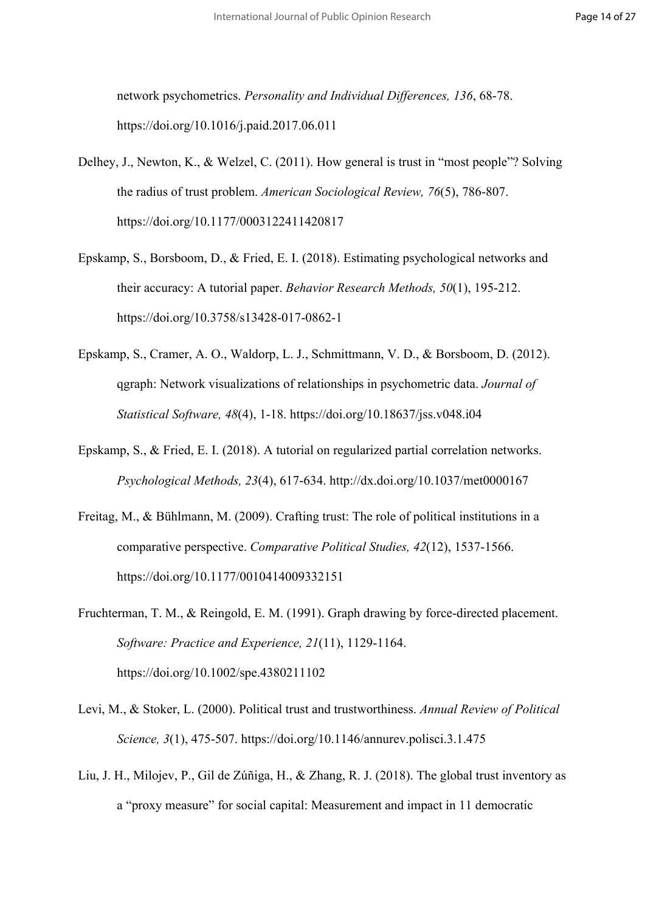network psychometrics. *Personality and Individual Differences, 136*, 68-78. https://doi.org/10.1016/j.paid.2017.06.011

Delhey, J., Newton, K., & Welzel, C. (2011). How general is trust in "most people"? Solving the radius of trust problem. *American Sociological Review, 76*(5), 786-807. https://doi.org/10.1177/0003122411420817

Epskamp, S., Borsboom, D., & Fried, E. I. (2018). Estimating psychological networks and their accuracy: A tutorial paper. *Behavior Research Methods, 50*(1), 195-212. https://doi.org/10.3758/s13428-017-0862-1

Epskamp, S., Cramer, A. O., Waldorp, L. J., Schmittmann, V. D., & Borsboom, D. (2012). qgraph: Network visualizations of relationships in psychometric data. *Journal of Statistical Software, 48*(4), 1-18. https://doi.org/10.18637/jss.v048.i04

Epskamp, S., & Fried, E. I. (2018). A tutorial on regularized partial correlation networks. *Psychological Methods, 23*(4), 617-634. http://dx.doi.org/10.1037/met0000167

Freitag, M., & Bühlmann, M. (2009). Crafting trust: The role of political institutions in a comparative perspective. *Comparative Political Studies, 42*(12), 1537-1566. https://doi.org/10.1177/0010414009332151

Fruchterman, T. M., & Reingold, E. M. (1991). Graph drawing by force-directed placement. *Software: Practice and Experience, 21*(11), 1129-1164. https://doi.org/10.1002/spe.4380211102

Levi, M., & Stoker, L. (2000). Political trust and trustworthiness. *Annual Review of Political Science, 3*(1), 475-507. https://doi.org/10.1146/annurev.polisci.3.1.475

Liu, J. H., Milojev, P., Gil de Zúñiga, H., & Zhang, R. J. (2018). The global trust inventory as a "proxy measure" for social capital: Measurement and impact in 11 democratic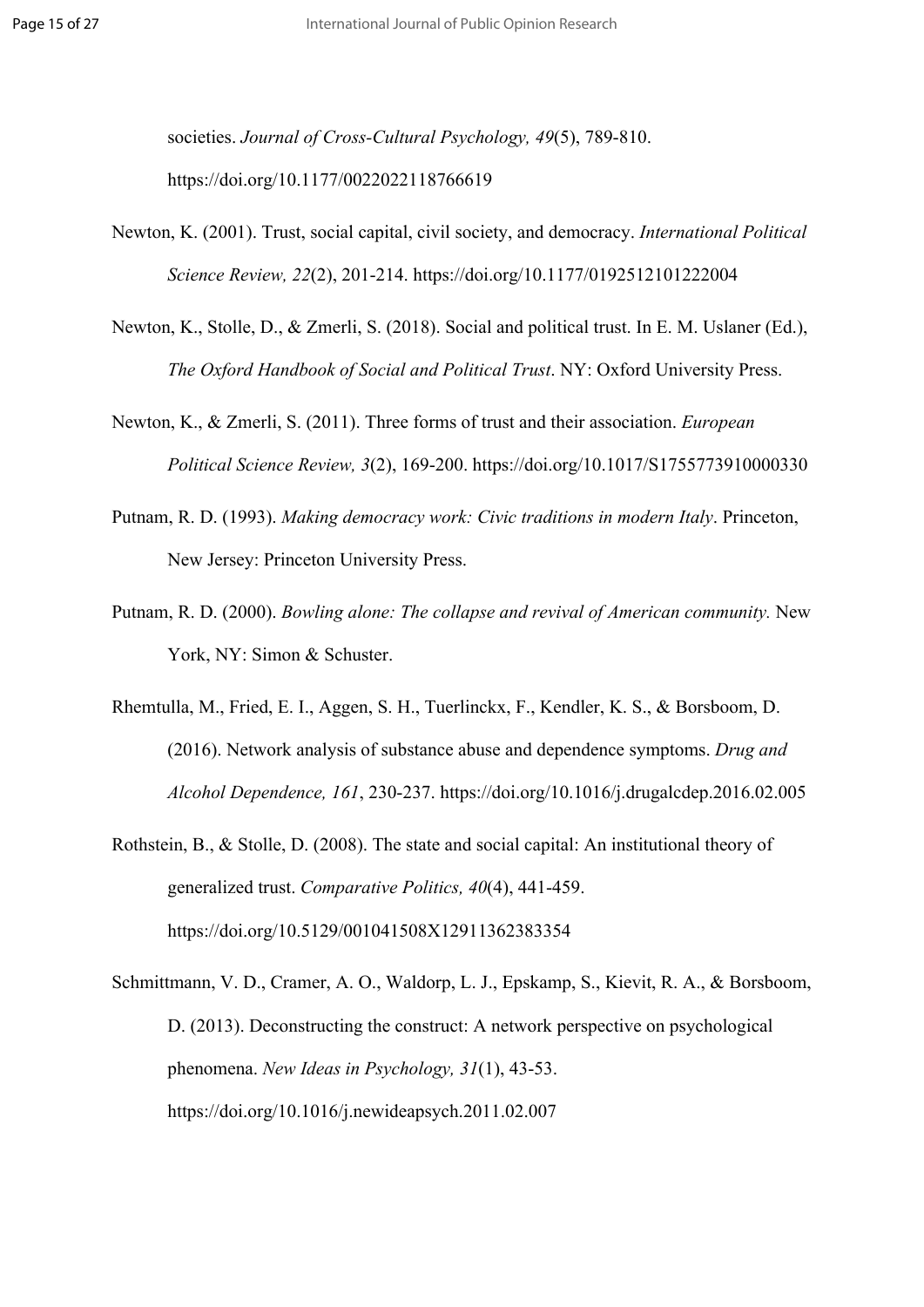societies. *Journal of Cross-Cultural Psychology, 49*(5), 789-810. https://doi.org/10.1177/0022022118766619

Newton, K. (2001). Trust, social capital, civil society, and democracy. *International Political Science Review, 22*(2), 201-214. https://doi.org/10.1177/0192512101222004

Newton, K., Stolle, D., & Zmerli, S. (2018). Social and political trust. In E. M. Uslaner (Ed.), *The Oxford Handbook of Social and Political Trust*. NY: Oxford University Press.

Newton, K., & Zmerli, S. (2011). Three forms of trust and their association. *European Political Science Review, 3*(2), 169-200. https://doi.org/10.1017/S1755773910000330

Putnam, R. D. (1993). *Making democracy work: Civic traditions in modern Italy*. Princeton, New Jersey: Princeton University Press.

Putnam, R. D. (2000). *Bowling alone: The collapse and revival of American community.* New York, NY: Simon & Schuster.

Rhemtulla, M., Fried, E. I., Aggen, S. H., Tuerlinckx, F., Kendler, K. S., & Borsboom, D. (2016). Network analysis of substance abuse and dependence symptoms. *Drug and Alcohol Dependence, 161*, 230-237. https://doi.org/10.1016/j.drugalcdep.2016.02.005

Rothstein, B., & Stolle, D. (2008). The state and social capital: An institutional theory of generalized trust. *Comparative Politics, 40*(4), 441-459. https://doi.org/10.5129/001041508X12911362383354

Schmittmann, V. D., Cramer, A. O., Waldorp, L. J., Epskamp, S., Kievit, R. A., & Borsboom, D. (2013). Deconstructing the construct: A network perspective on psychological phenomena. *New Ideas in Psychology, 31*(1), 43-53. https://doi.org/10.1016/j.newideapsych.2011.02.007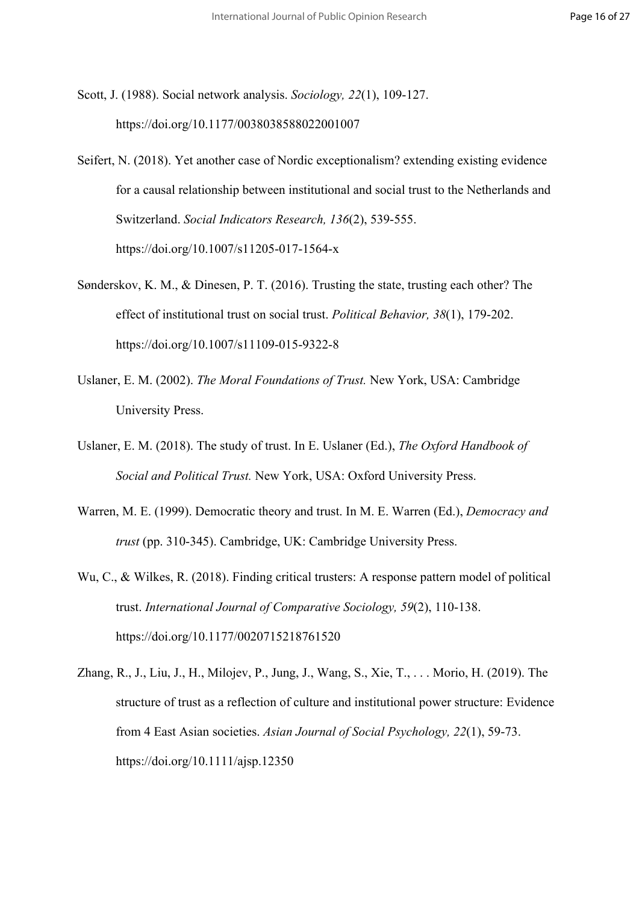Scott, J. (1988). Social network analysis. *Sociology, 22*(1), 109-127. https://doi.org/10.1177/0038038588022001007

Seifert, N. (2018). Yet another case of Nordic exceptionalism? extending existing evidence for a causal relationship between institutional and social trust to the Netherlands and Switzerland. *Social Indicators Research, 136*(2), 539-555. https://doi.org/10.1007/s11205-017-1564-x

Sønderskov, K. M., & Dinesen, P. T. (2016). Trusting the state, trusting each other? The effect of institutional trust on social trust. *Political Behavior, 38*(1), 179-202. https://doi.org/10.1007/s11109-015-9322-8

Uslaner, E. M. (2002). *The Moral Foundations of Trust.* New York, USA: Cambridge University Press.

Uslaner, E. M. (2018). The study of trust. In E. Uslaner (Ed.), *The Oxford Handbook of Social and Political Trust.* New York, USA: Oxford University Press.

Warren, M. E. (1999). Democratic theory and trust. In M. E. Warren (Ed.), *Democracy and trust* (pp. 310-345). Cambridge, UK: Cambridge University Press.

Wu, C., & Wilkes, R. (2018). Finding critical trusters: A response pattern model of political trust. *International Journal of Comparative Sociology, 59*(2), 110-138. https://doi.org/10.1177/0020715218761520

Zhang, R., J., Liu, J., H., Milojev, P., Jung, J., Wang, S., Xie, T., . . . Morio, H. (2019). The structure of trust as a reflection of culture and institutional power structure: Evidence from 4 East Asian societies. *Asian Journal of Social Psychology, 22*(1), 59-73. https://doi.org/10.1111/ajsp.12350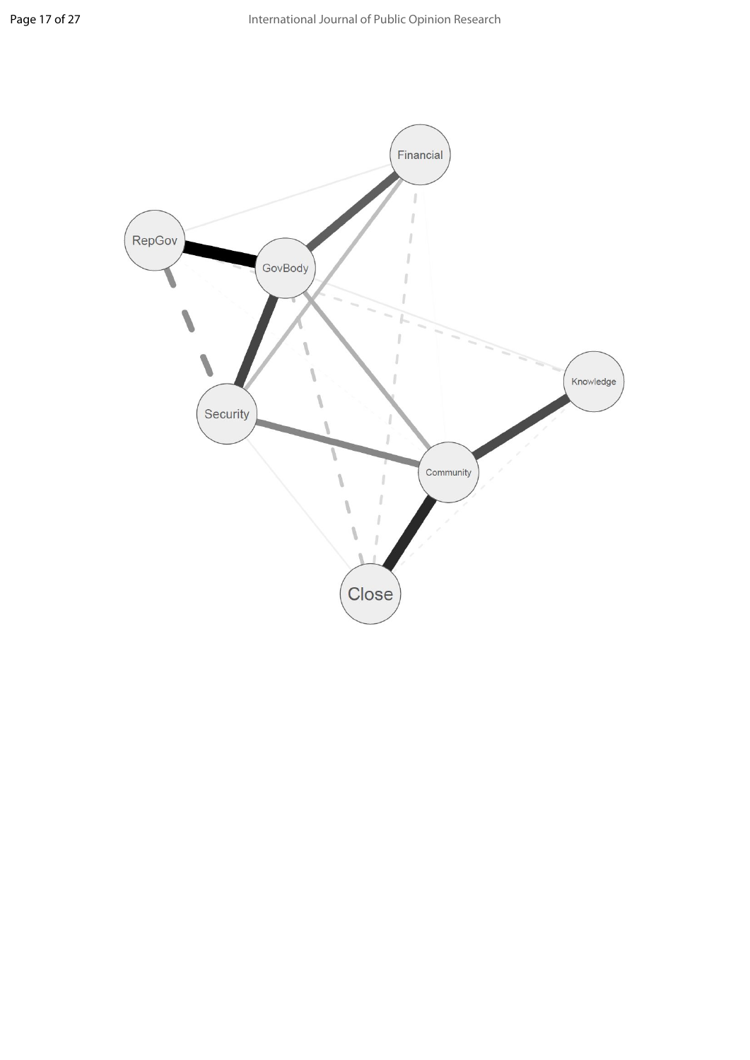Financial

RepGov

GovBody

Knowledge

Security

Community

Close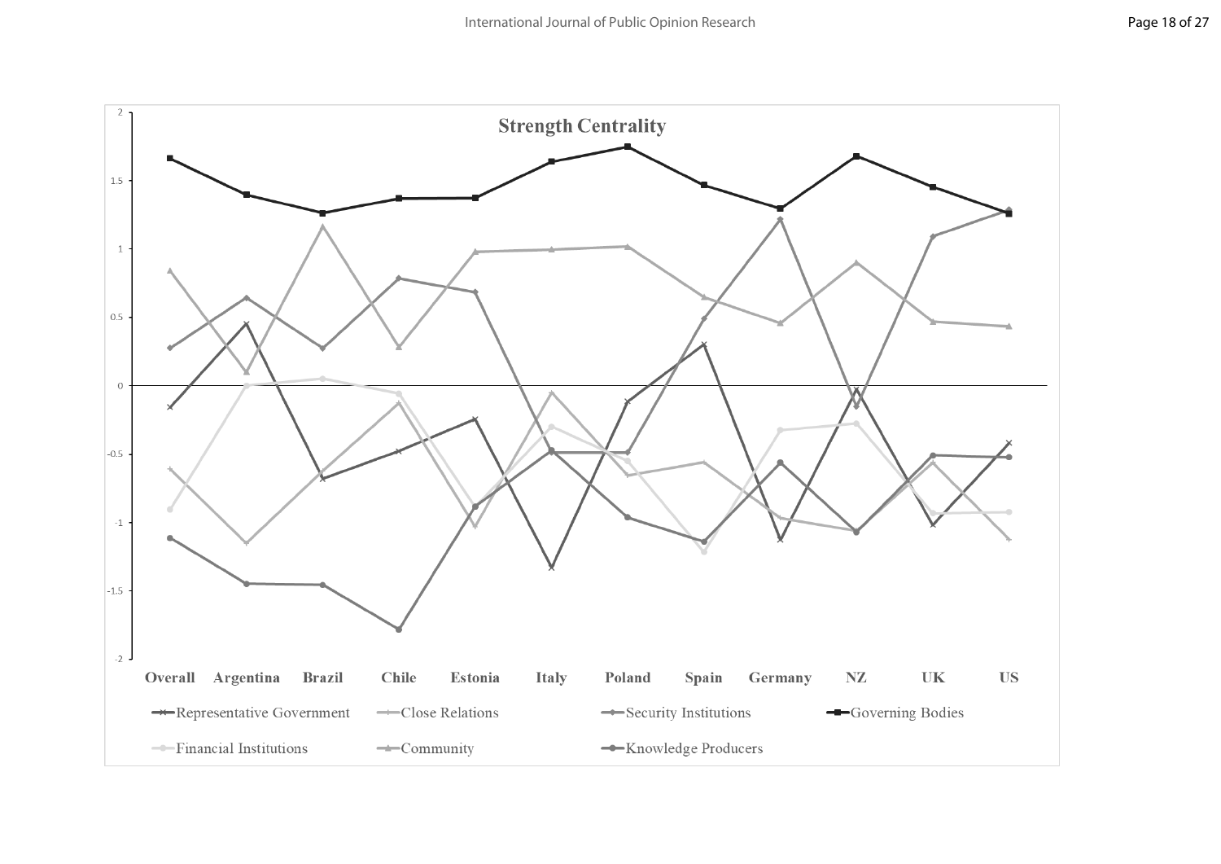**Strength Centrality**

Overall | Argentina | Brazil | Chile | Estonia | Italy | Poland | Spain | Germany | NZ | UK | US

Representative Government — Close Relations — Security Institutions — Governing Bodies — Financial Institutions — Community — Knowledge Producers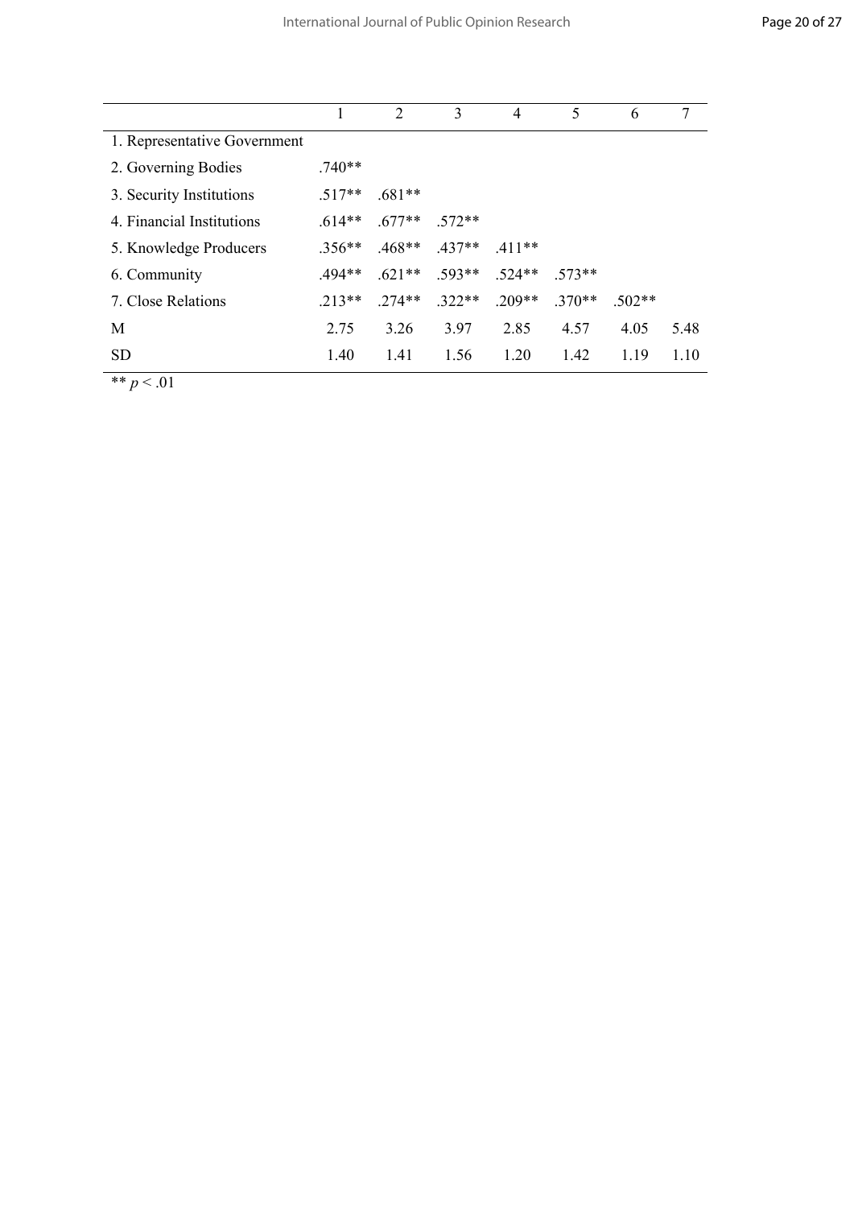| | 1 | 2 | 3 | 4 | 5 | 6 | 7 |
|---|---|---|---|---|---|---|---|
| 1. Representative Government | | | | | | | |
| 2. Governing Bodies | .740** | | | | | | |
| 3. Security Institutions | .517** | .681** | | | | | |
| 4. Financial Institutions | .614** | .677** | .572** | | | | |
| 5. Knowledge Producers | .356** | .468** | .437** | .411** | | | |
| 6. Community | .494** | .621** | .593** | .524** | .573** | | |
| 7. Close Relations | .213** | .274** | .322** | .209** | .370** | .502** | |
| M | 2.75 | 3.26 | 3.97 | 2.85 | 4.57 | 4.05 | 5.48 |
| SD | 1.40 | 1.41 | 1.56 | 1.20 | 1.42 | 1.19 | 1.10 |

** $p < .01$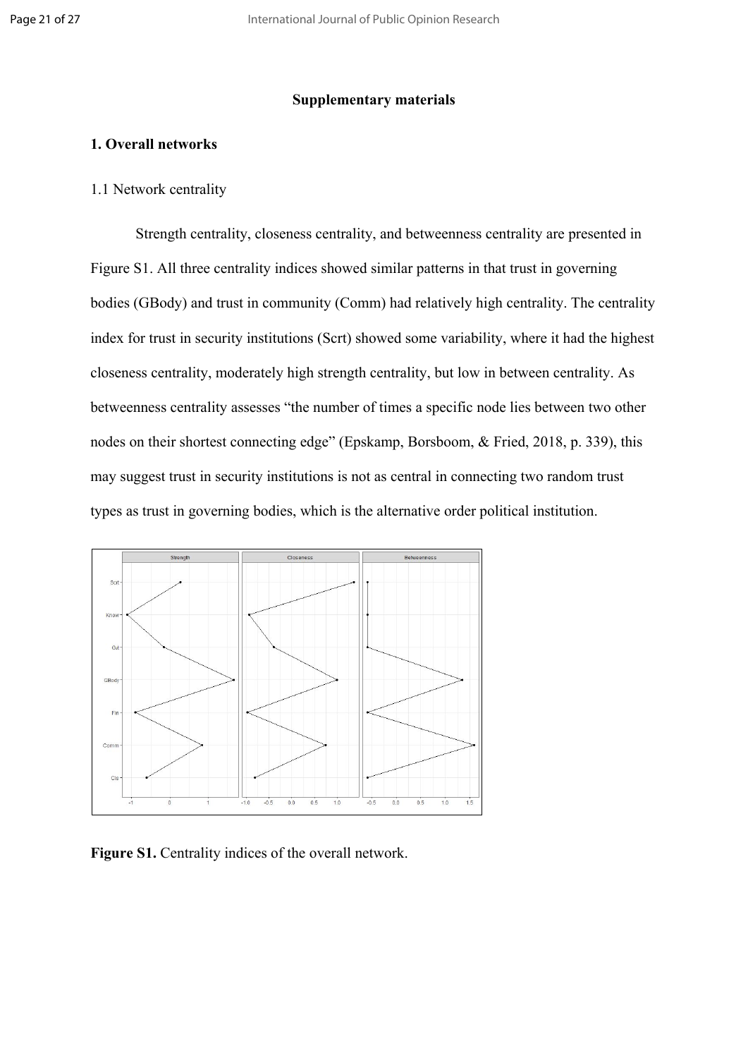# Supplementary materials

## 1. Overall networks

### 1.1 Network centrality

Strength centrality, closeness centrality, and betweenness centrality are presented in Figure S1. All three centrality indices showed similar patterns in that trust in governing bodies (GBody) and trust in community (Comm) had relatively high centrality. The centrality index for trust in security institutions (Scrt) showed some variability, where it had the highest closeness centrality, moderately high strength centrality, but low in between centrality. As betweenness centrality assesses "the number of times a specific node lies between two other nodes on their shortest connecting edge" (Epskamp, Borsboom, & Fried, 2018, p. 339), this may suggest trust in security institutions is not as central in connecting two random trust types as trust in governing bodies, which is the alternative order political institution.

**Figure S1.** Centrality indices of the overall network.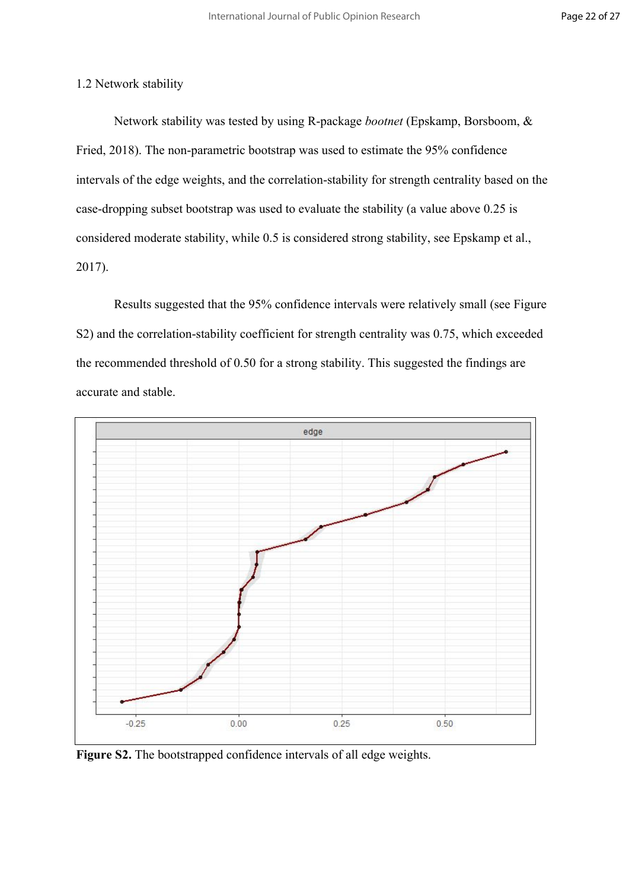### 1.2 Network stability

Network stability was tested by using R-package *bootnet* (Epskamp, Borsboom, & Fried, 2018). The non-parametric bootstrap was used to estimate the 95% confidence intervals of the edge weights, and the correlation-stability for strength centrality based on the case-dropping subset bootstrap was used to evaluate the stability (a value above 0.25 is considered moderate stability, while 0.5 is considered strong stability, see Epskamp et al., 2017).

Results suggested that the 95% confidence intervals were relatively small (see Figure S2) and the correlation-stability coefficient for strength centrality was 0.75, which exceeded the recommended threshold of 0.50 for a strong stability. This suggested the findings are accurate and stable.

**Figure S2.** The bootstrapped confidence intervals of all edge weights.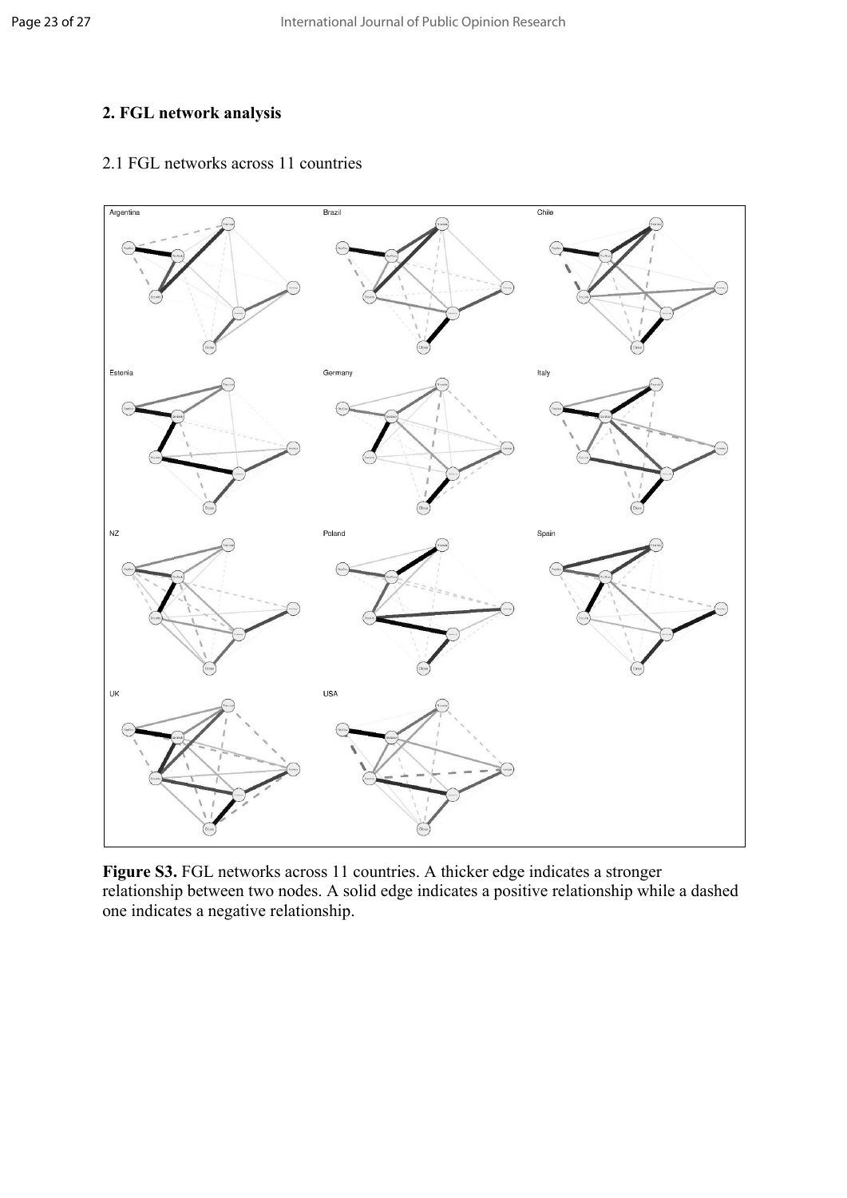## 2. FGL network analysis

2.1 FGL networks across 11 countries

**Figure S3.** FGL networks across 11 countries. A thicker edge indicates a stronger relationship between two nodes. A solid edge indicates a positive relationship while a dashed one indicates a negative relationship.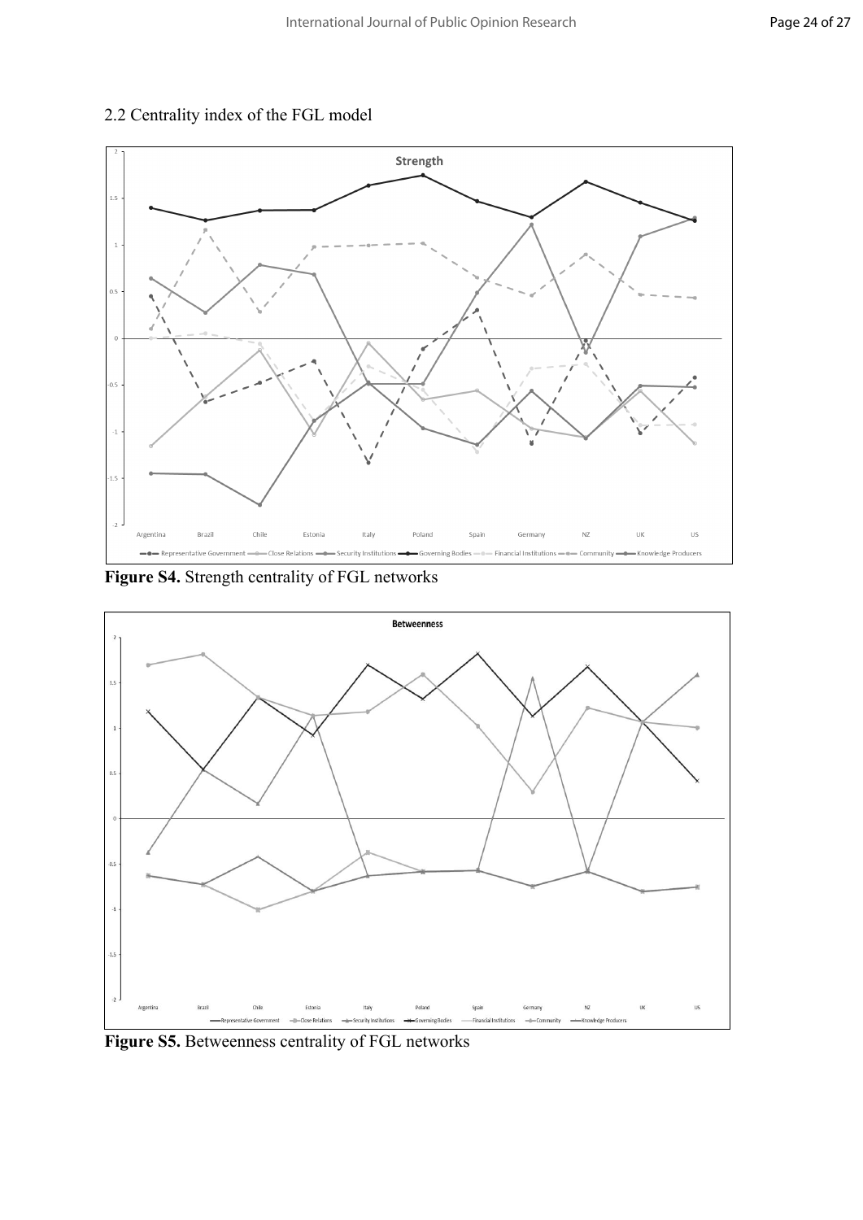## 2.2 Centrality index of the FGL model

**Figure S4.** Strength centrality of FGL networks

**Figure S5.** Betweenness centrality of FGL networks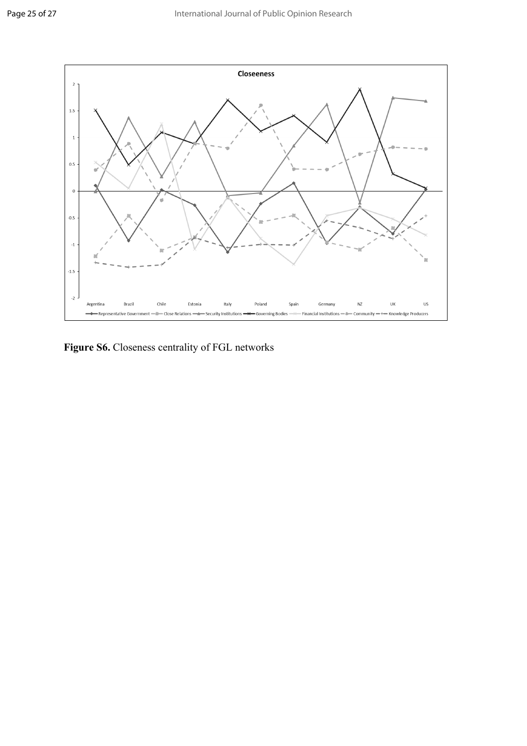**Closeeness**

**Figure S6.** Closeness centrality of FGL networks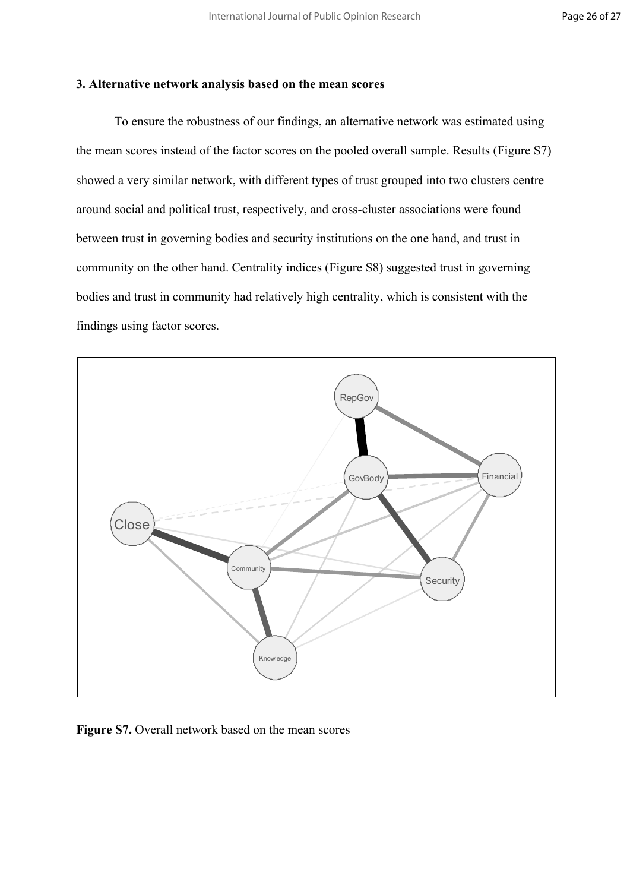### 3. Alternative network analysis based on the mean scores

To ensure the robustness of our findings, an alternative network was estimated using the mean scores instead of the factor scores on the pooled overall sample. Results (Figure S7) showed a very similar network, with different types of trust grouped into two clusters centre around social and political trust, respectively, and cross-cluster associations were found between trust in governing bodies and security institutions on the one hand, and trust in community on the other hand. Centrality indices (Figure S8) suggested trust in governing bodies and trust in community had relatively high centrality, which is consistent with the findings using factor scores.

**Figure S7.** Overall network based on the mean scores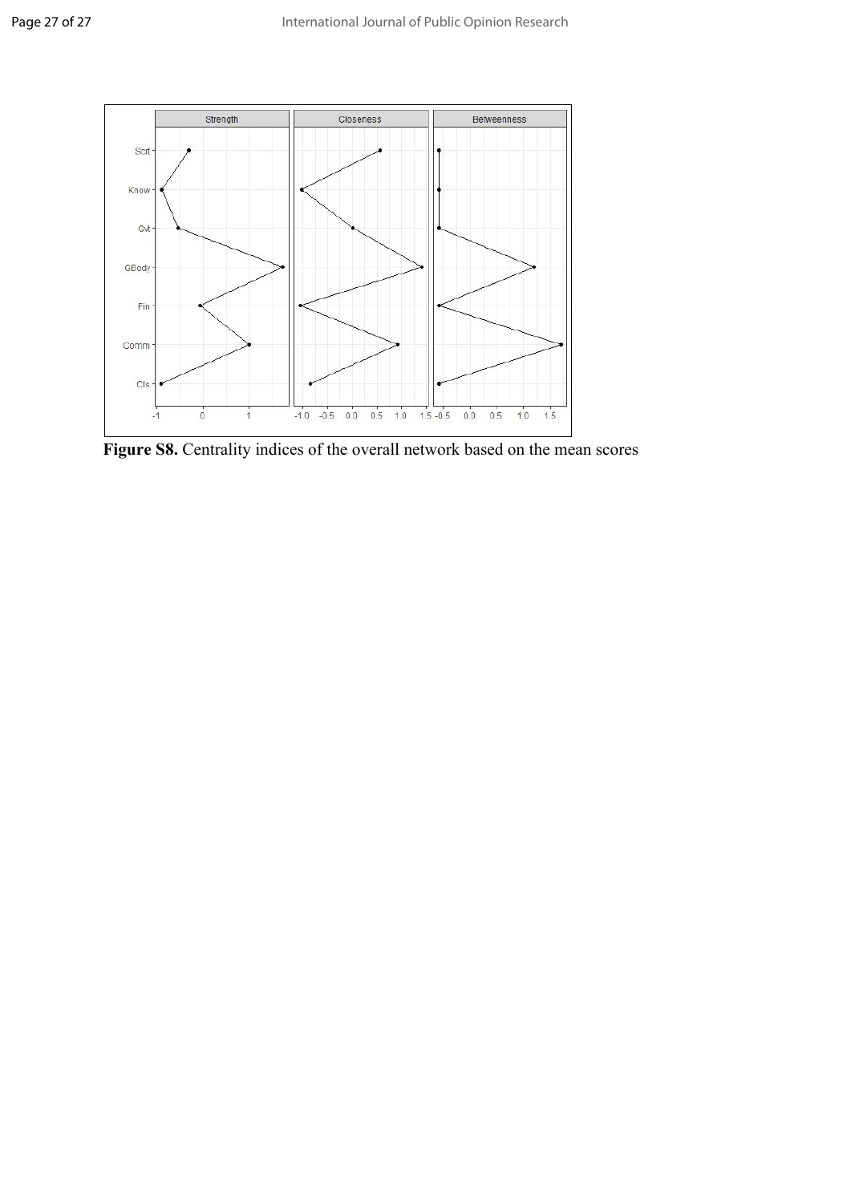Strength

Closeness

Betweenness

Scrt

Know

Cvt

GBody

Fin

Comm

Cls

-1

0

1

-1.0 -0.5 0.0 0.5 1.0 1.5

-0.5 0.0 0.5 1.0 1.5

**Figure S8.** Centrality indices of the overall network based on the mean scores